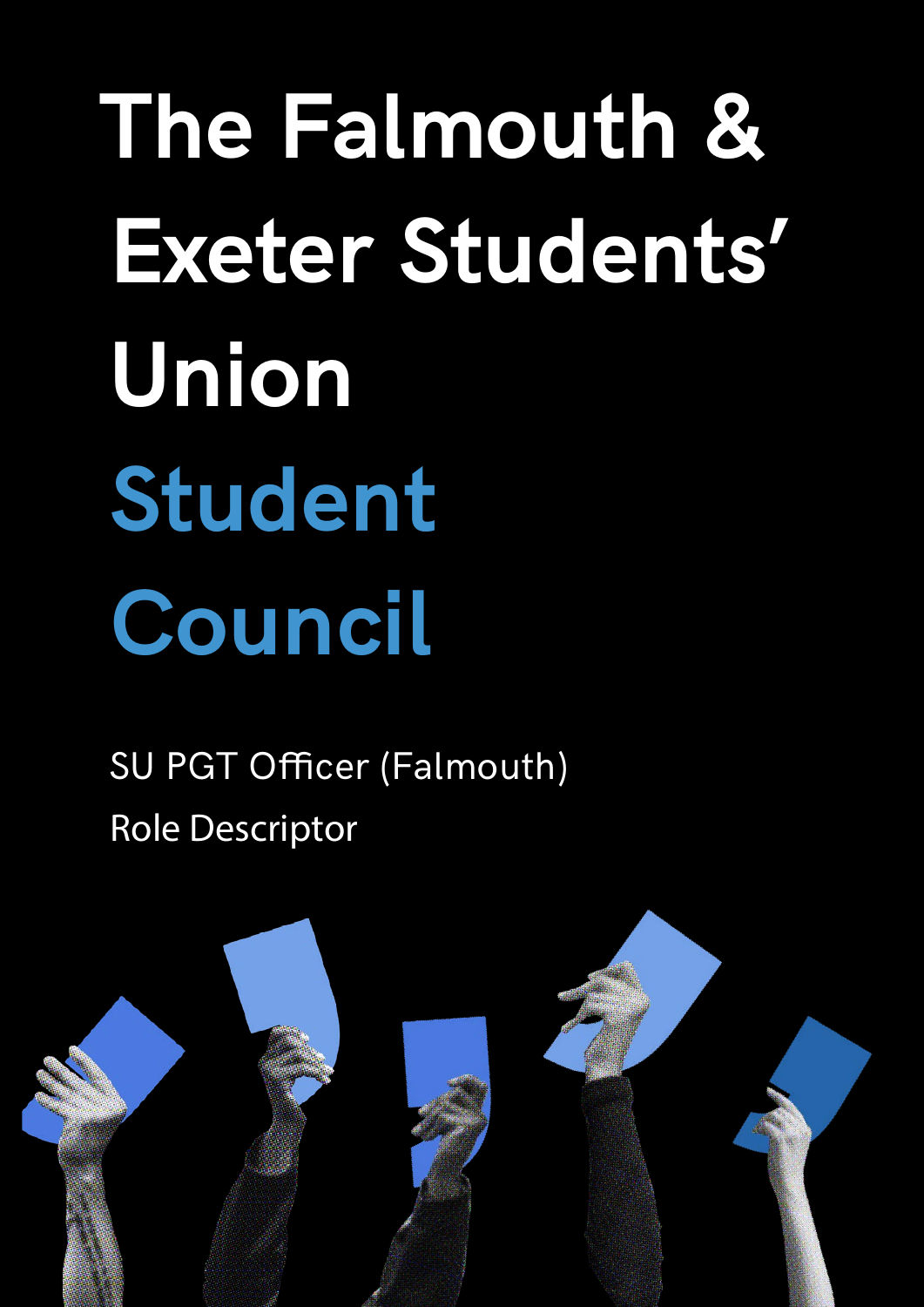# The Falmouth & Exeter Students' Union

## Student Council

SU PGT Officer (Falmouth)

Role Descriptor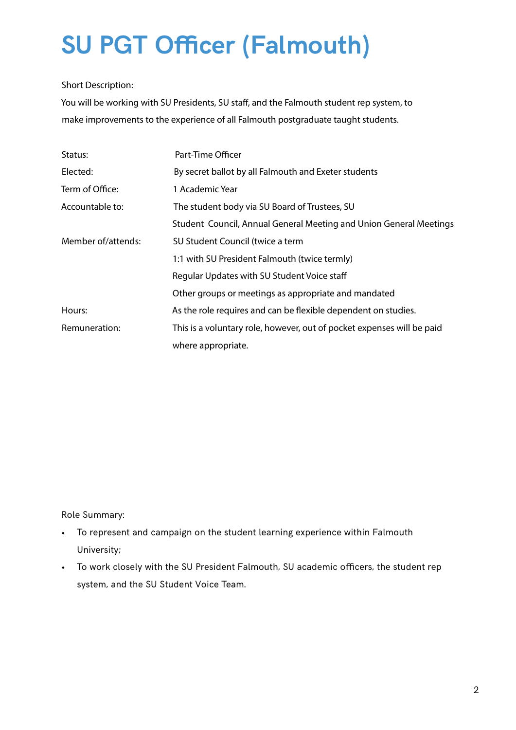# SU PGT Officer (Falmouth)

Short Description:

You will be working with SU Presidents, SU staff, and the Falmouth student rep system, to make improvements to the experience of all Falmouth postgraduate taught students.

| | |
|---|---|
| Status: | Part-Time Officer |
| Elected: | By secret ballot by all Falmouth and Exeter students |
| Term of Office: | 1 Academic Year |
| Accountable to: | The student body via SU Board of Trustees, SU Student Council, Annual General Meeting and Union General Meetings |
| Member of/attends: | SU Student Council (twice a term<br>1:1 with SU President Falmouth (twice termly)<br>Regular Updates with SU Student Voice staff<br>Other groups or meetings as appropriate and mandated |
| Hours: | As the role requires and can be flexible dependent on studies. |
| Remuneration: | This is a voluntary role, however, out of pocket expenses will be paid where appropriate. |

Role Summary:

- To represent and campaign on the student learning experience within Falmouth University;
- To work closely with the SU President Falmouth, SU academic officers, the student rep system, and the SU Student Voice Team.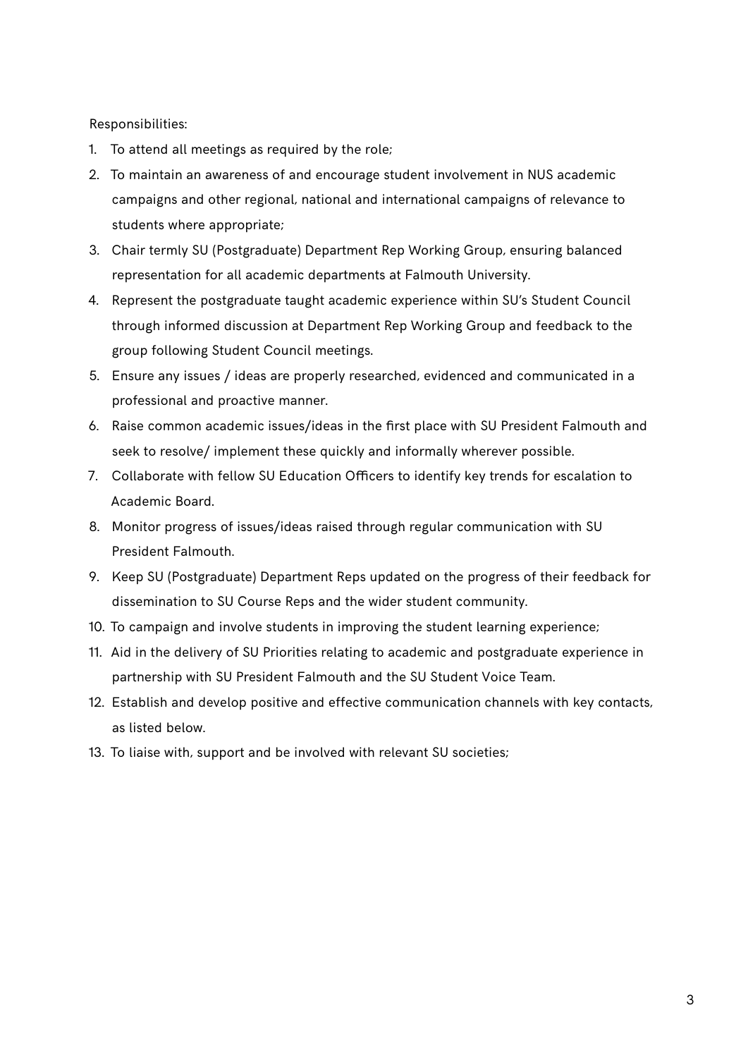Responsibilities:

1. To attend all meetings as required by the role;
2. To maintain an awareness of and encourage student involvement in NUS academic campaigns and other regional, national and international campaigns of relevance to students where appropriate;
3. Chair termly SU (Postgraduate) Department Rep Working Group, ensuring balanced representation for all academic departments at Falmouth University.
4. Represent the postgraduate taught academic experience within SU's Student Council through informed discussion at Department Rep Working Group and feedback to the group following Student Council meetings.
5. Ensure any issues / ideas are properly researched, evidenced and communicated in a professional and proactive manner.
6. Raise common academic issues/ideas in the first place with SU President Falmouth and seek to resolve/ implement these quickly and informally wherever possible.
7. Collaborate with fellow SU Education Officers to identify key trends for escalation to Academic Board.
8. Monitor progress of issues/ideas raised through regular communication with SU President Falmouth.
9. Keep SU (Postgraduate) Department Reps updated on the progress of their feedback for dissemination to SU Course Reps and the wider student community.
10. To campaign and involve students in improving the student learning experience;
11. Aid in the delivery of SU Priorities relating to academic and postgraduate experience in partnership with SU President Falmouth and the SU Student Voice Team.
12. Establish and develop positive and effective communication channels with key contacts, as listed below.
13. To liaise with, support and be involved with relevant SU societies;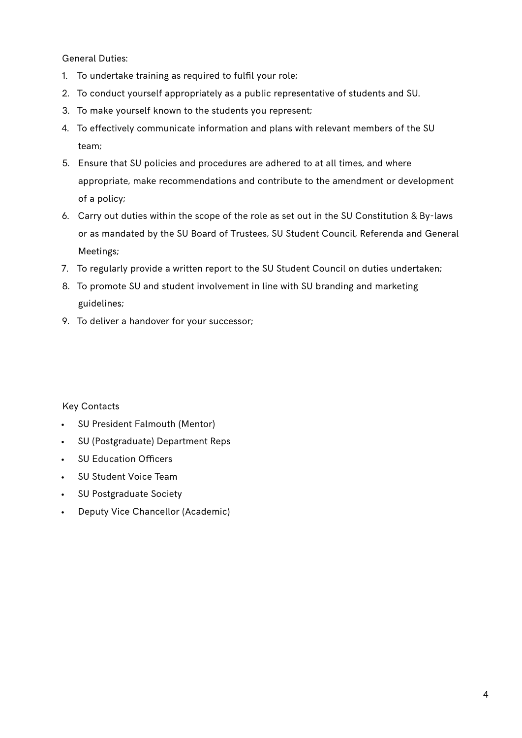General Duties:

1. To undertake training as required to fulfil your role;
2. To conduct yourself appropriately as a public representative of students and SU.
3. To make yourself known to the students you represent;
4. To effectively communicate information and plans with relevant members of the SU team;
5. Ensure that SU policies and procedures are adhered to at all times, and where appropriate, make recommendations and contribute to the amendment or development of a policy;
6. Carry out duties within the scope of the role as set out in the SU Constitution & By-laws or as mandated by the SU Board of Trustees, SU Student Council, Referenda and General Meetings;
7. To regularly provide a written report to the SU Student Council on duties undertaken;
8. To promote SU and student involvement in line with SU branding and marketing guidelines;
9. To deliver a handover for your successor;

Key Contacts

- SU President Falmouth (Mentor)
- SU (Postgraduate) Department Reps
- SU Education Officers
- SU Student Voice Team
- SU Postgraduate Society
- Deputy Vice Chancellor (Academic)